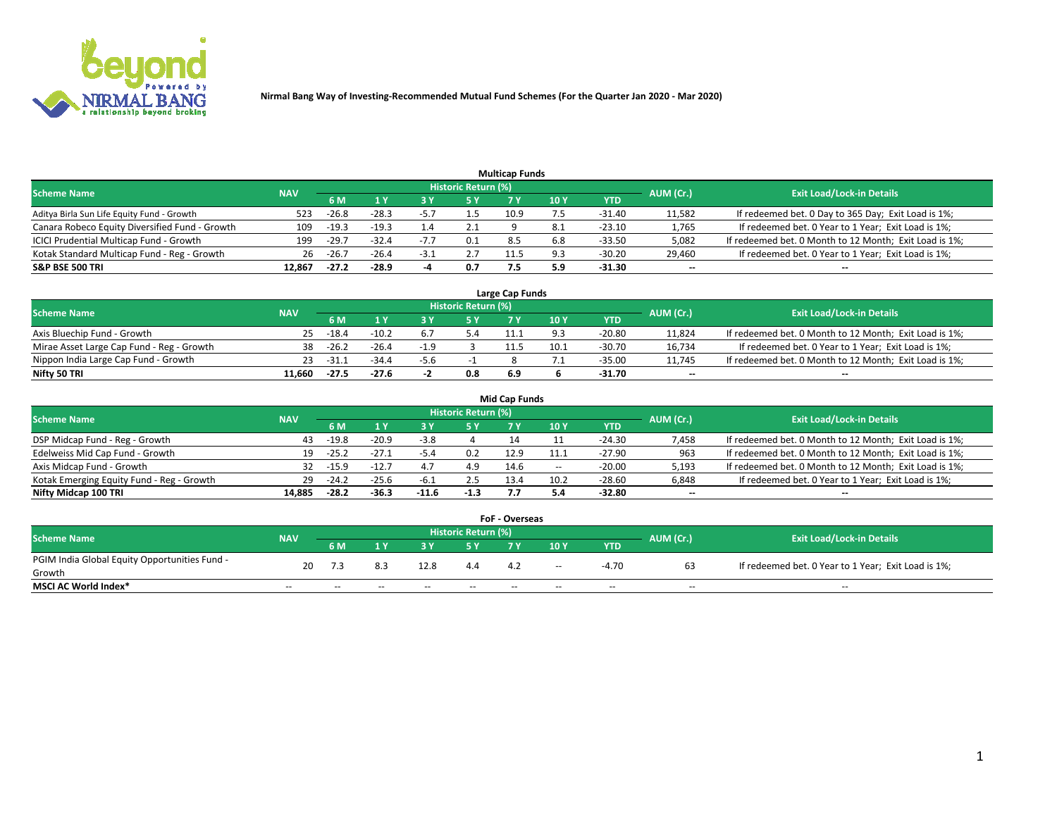# Nirmal Bang Way of Investing-Recommended Mutual Fund Schemes (For the Quarter Jan 2020 - Mar 2020)

### Multicap Funds

| Scheme Name | NAV | Historic Return (%) | | | | | | | AUM (Cr.) | Exit Load/Lock-in Details |
|---|---|---|---|---|---|---|---|---|---|---|
| | | 6 M | 1 Y | 3 Y | 5 Y | 7 Y | 10 Y | YTD | | |
| Aditya Birla Sun Life Equity Fund - Growth | 523 | -26.8 | -28.3 | -5.7 | 1.5 | 10.9 | 7.5 | -31.40 | 11,582 | If redeemed bet. 0 Day to 365 Day; Exit Load is 1%; |
| Canara Robeco Equity Diversified Fund - Growth | 109 | -19.3 | -19.3 | 1.4 | 2.1 | 9 | 8.1 | -23.10 | 1,765 | If redeemed bet. 0 Year to 1 Year; Exit Load is 1%; |
| ICICI Prudential Multicap Fund - Growth | 199 | -29.7 | -32.4 | -7.7 | 0.1 | 8.5 | 6.8 | -33.50 | 5,082 | If redeemed bet. 0 Month to 12 Month; Exit Load is 1%; |
| Kotak Standard Multicap Fund - Reg - Growth | 26 | -26.7 | -26.4 | -3.1 | 2.7 | 11.5 | 9.3 | -30.20 | 29,460 | If redeemed bet. 0 Year to 1 Year; Exit Load is 1%; |
| **S&P BSE 500 TRI** | **12,867** | **-27.2** | **-28.9** | **-4** | **0.7** | **7.5** | **5.9** | **-31.30** | -- | -- |

### Large Cap Funds

| Scheme Name | NAV | Historic Return (%) | | | | | | | AUM (Cr.) | Exit Load/Lock-in Details |
|---|---|---|---|---|---|---|---|---|---|---|
| | | 6 M | 1 Y | 3 Y | 5 Y | 7 Y | 10 Y | YTD | | |
| Axis Bluechip Fund - Growth | 25 | -18.4 | -10.2 | 6.7 | 5.4 | 11.1 | 9.3 | -20.80 | 11,824 | If redeemed bet. 0 Month to 12 Month; Exit Load is 1%; |
| Mirae Asset Large Cap Fund - Reg - Growth | 38 | -26.2 | -26.4 | -1.9 | 3 | 11.5 | 10.1 | -30.70 | 16,734 | If redeemed bet. 0 Year to 1 Year; Exit Load is 1%; |
| Nippon India Large Cap Fund - Growth | 23 | -31.1 | -34.4 | -5.6 | -1 | 8 | 7.1 | -35.00 | 11,745 | If redeemed bet. 0 Month to 12 Month; Exit Load is 1%; |
| **Nifty 50 TRI** | **11,660** | **-27.5** | **-27.6** | **-2** | **0.8** | **6.9** | **6** | **-31.70** | -- | -- |

### Mid Cap Funds

| Scheme Name | NAV | Historic Return (%) | | | | | | | AUM (Cr.) | Exit Load/Lock-in Details |
|---|---|---|---|---|---|---|---|---|---|---|
| | | 6 M | 1 Y | 3 Y | 5 Y | 7 Y | 10 Y | YTD | | |
| DSP Midcap Fund - Reg - Growth | 43 | -19.8 | -20.9 | -3.8 | 4 | 14 | 11 | -24.30 | 7,458 | If redeemed bet. 0 Month to 12 Month; Exit Load is 1%; |
| Edelweiss Mid Cap Fund - Growth | 19 | -25.2 | -27.1 | -5.4 | 0.2 | 12.9 | 11.1 | -27.90 | 963 | If redeemed bet. 0 Month to 12 Month; Exit Load is 1%; |
| Axis Midcap Fund - Growth | 32 | -15.9 | -12.7 | 4.7 | 4.9 | 14.6 | -- | -20.00 | 5,193 | If redeemed bet. 0 Month to 12 Month; Exit Load is 1%; |
| Kotak Emerging Equity Fund - Reg - Growth | 29 | -24.2 | -25.6 | -6.1 | 2.5 | 13.4 | 10.2 | -28.60 | 6,848 | If redeemed bet. 0 Year to 1 Year; Exit Load is 1%; |
| **Nifty Midcap 100 TRI** | **14,885** | **-28.2** | **-36.3** | **-11.6** | **-1.3** | **7.7** | **5.4** | **-32.80** | -- | -- |

### FoF - Overseas

| Scheme Name | NAV | Historic Return (%) | | | | | | | AUM (Cr.) | Exit Load/Lock-in Details |
|---|---|---|---|---|---|---|---|---|---|---|
| | | 6 M | 1 Y | 3 Y | 5 Y | 7 Y | 10 Y | YTD | | |
| PGIM India Global Equity Opportunities Fund - Growth | 20 | 7.3 | 8.3 | 12.8 | 4.4 | 4.2 | -- | -4.70 | 63 | If redeemed bet. 0 Year to 1 Year; Exit Load is 1%; |
| **MSCI AC World Index*** | -- | -- | -- | -- | -- | -- | -- | -- | -- | -- |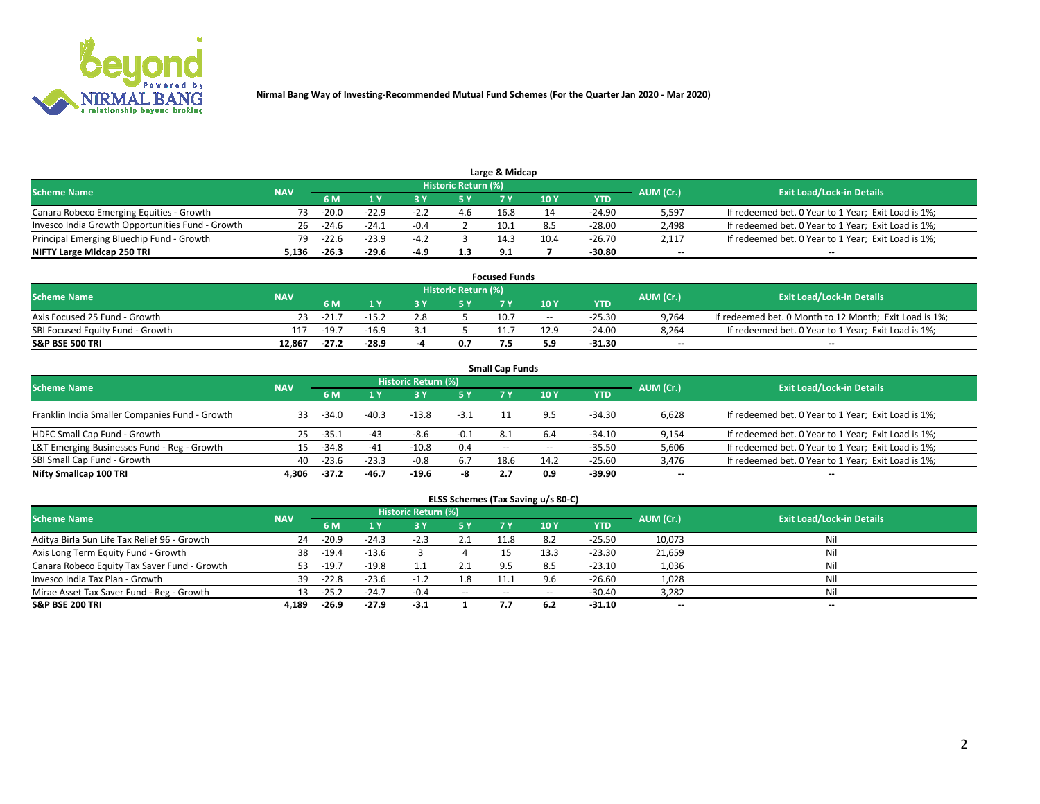Nirmal Bang Way of Investing-Recommended Mutual Fund Schemes (For the Quarter Jan 2020 - Mar 2020)

## Large & Midcap

| Scheme Name | NAV | Historic Return (%) | | | | | | | AUM (Cr.) | Exit Load/Lock-in Details |
|---|---|---|---|---|---|---|---|---|---|---|
| | | 6 M | 1 Y | 3 Y | 5 Y | 7 Y | 10 Y | YTD | | |
| Canara Robeco Emerging Equities - Growth | 73 | -20.0 | -22.9 | -2.2 | 4.6 | 16.8 | 14 | -24.90 | 5,597 | If redeemed bet. 0 Year to 1 Year; Exit Load is 1%; |
| Invesco India Growth Opportunities Fund - Growth | 26 | -24.6 | -24.1 | -0.4 | 2 | 10.1 | 8.5 | -28.00 | 2,498 | If redeemed bet. 0 Year to 1 Year; Exit Load is 1%; |
| Principal Emerging Bluechip Fund - Growth | 79 | -22.6 | -23.9 | -4.2 | 3 | 14.3 | 10.4 | -26.70 | 2,117 | If redeemed bet. 0 Year to 1 Year; Exit Load is 1%; |
| **NIFTY Large Midcap 250 TRI** | **5,136** | **-26.3** | **-29.6** | **-4.9** | **1.3** | **9.1** | **7** | **-30.80** | **--** | **--** |

## Focused Funds

| Scheme Name | NAV | Historic Return (%) | | | | | | | AUM (Cr.) | Exit Load/Lock-in Details |
|---|---|---|---|---|---|---|---|---|---|---|
| | | 6 M | 1 Y | 3 Y | 5 Y | 7 Y | 10 Y | YTD | | |
| Axis Focused 25 Fund - Growth | 23 | -21.7 | -15.2 | 2.8 | 5 | 10.7 | -- | -25.30 | 9,764 | If redeemed bet. 0 Month to 12 Month; Exit Load is 1%; |
| SBI Focused Equity Fund - Growth | 117 | -19.7 | -16.9 | 3.1 | 5 | 11.7 | 12.9 | -24.00 | 8,264 | If redeemed bet. 0 Year to 1 Year; Exit Load is 1%; |
| **S&P BSE 500 TRI** | **12,867** | **-27.2** | **-28.9** | **-4** | **0.7** | **7.5** | **5.9** | **-31.30** | **--** | **--** |

## Small Cap Funds

| Scheme Name | NAV | Historic Return (%) | | | | | | | AUM (Cr.) | Exit Load/Lock-in Details |
|---|---|---|---|---|---|---|---|---|---|---|
| | | 6 M | 1 Y | 3 Y | 5 Y | 7 Y | 10 Y | YTD | | |
| Franklin India Smaller Companies Fund - Growth | 33 | -34.0 | -40.3 | -13.8 | -3.1 | 11 | 9.5 | -34.30 | 6,628 | If redeemed bet. 0 Year to 1 Year; Exit Load is 1%; |
| HDFC Small Cap Fund - Growth | 25 | -35.1 | -43 | -8.6 | -0.1 | 8.1 | 6.4 | -34.10 | 9,154 | If redeemed bet. 0 Year to 1 Year; Exit Load is 1%; |
| L&T Emerging Businesses Fund - Reg - Growth | 15 | -34.8 | -41 | -10.8 | 0.4 | -- | -- | -35.50 | 5,606 | If redeemed bet. 0 Year to 1 Year; Exit Load is 1%; |
| SBI Small Cap Fund - Growth | 40 | -23.6 | -23.3 | -0.8 | 6.7 | 18.6 | 14.2 | -25.60 | 3,476 | If redeemed bet. 0 Year to 1 Year; Exit Load is 1%; |
| **Nifty Smallcap 100 TRI** | **4,306** | **-37.2** | **-46.7** | **-19.6** | **-8** | **2.7** | **0.9** | **-39.90** | **--** | **--** |

## ELSS Schemes (Tax Saving u/s 80-C)

| Scheme Name | NAV | Historic Return (%) | | | | | | | AUM (Cr.) | Exit Load/Lock-in Details |
|---|---|---|---|---|---|---|---|---|---|---|
| | | 6 M | 1 Y | 3 Y | 5 Y | 7 Y | 10 Y | YTD | | |
| Aditya Birla Sun Life Tax Relief 96 - Growth | 24 | -20.9 | -24.3 | -2.3 | 2.1 | 11.8 | 8.2 | -25.50 | 10,073 | Nil |
| Axis Long Term Equity Fund - Growth | 38 | -19.4 | -13.6 | 3 | 4 | 15 | 13.3 | -23.30 | 21,659 | Nil |
| Canara Robeco Equity Tax Saver Fund - Growth | 53 | -19.7 | -19.8 | 1.1 | 2.1 | 9.5 | 8.5 | -23.10 | 1,036 | Nil |
| Invesco India Tax Plan - Growth | 39 | -22.8 | -23.6 | -1.2 | 1.8 | 11.1 | 9.6 | -26.60 | 1,028 | Nil |
| Mirae Asset Tax Saver Fund - Reg - Growth | 13 | -25.2 | -24.7 | -0.4 | -- | -- | -- | -30.40 | 3,282 | Nil |
| **S&P BSE 200 TRI** | **4,189** | **-26.9** | **-27.9** | **-3.1** | **1** | **7.7** | **6.2** | **-31.10** | **--** | **--** |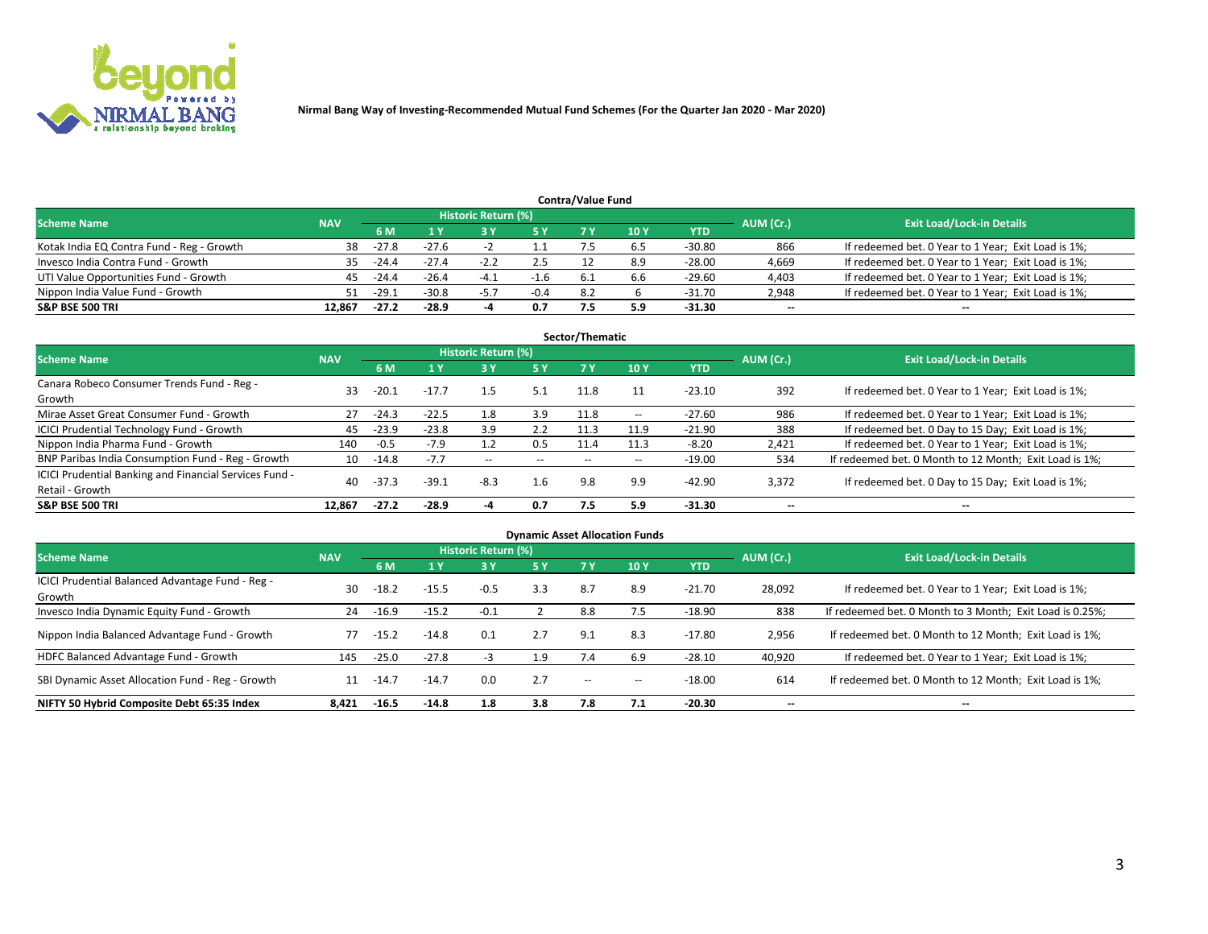Nirmal Bang Way of Investing-Recommended Mutual Fund Schemes (For the Quarter Jan 2020 - Mar 2020)

## Contra/Value Fund

| Scheme Name | NAV | Historic Return (%) | | | | | | | AUM (Cr.) | Exit Load/Lock-in Details |
|---|---|---|---|---|---|---|---|---|---|---|
| | | 6 M | 1 Y | 3 Y | 5 Y | 7 Y | 10 Y | YTD | | |
| Kotak India EQ Contra Fund - Reg - Growth | 38 | -27.8 | -27.6 | -2 | 1.1 | 7.5 | 6.5 | -30.80 | 866 | If redeemed bet. 0 Year to 1 Year; Exit Load is 1%; |
| Invesco India Contra Fund - Growth | 35 | -24.4 | -27.4 | -2.2 | 2.5 | 12 | 8.9 | -28.00 | 4,669 | If redeemed bet. 0 Year to 1 Year; Exit Load is 1%; |
| UTI Value Opportunities Fund - Growth | 45 | -24.4 | -26.4 | -4.1 | -1.6 | 6.1 | 6.6 | -29.60 | 4,403 | If redeemed bet. 0 Year to 1 Year; Exit Load is 1%; |
| Nippon India Value Fund - Growth | 51 | -29.1 | -30.8 | -5.7 | -0.4 | 8.2 | 6 | -31.70 | 2,948 | If redeemed bet. 0 Year to 1 Year; Exit Load is 1%; |
| **S&P BSE 500 TRI** | **12,867** | **-27.2** | **-28.9** | **-4** | **0.7** | **7.5** | **5.9** | **-31.30** | **--** | **--** |

## Sector/Thematic

| Scheme Name | NAV | Historic Return (%) | | | | | | | AUM (Cr.) | Exit Load/Lock-in Details |
|---|---|---|---|---|---|---|---|---|---|---|
| | | 6 M | 1 Y | 3 Y | 5 Y | 7 Y | 10 Y | YTD | | |
| Canara Robeco Consumer Trends Fund - Reg - Growth | 33 | -20.1 | -17.7 | 1.5 | 5.1 | 11.8 | 11 | -23.10 | 392 | If redeemed bet. 0 Year to 1 Year; Exit Load is 1%; |
| Mirae Asset Great Consumer Fund - Growth | 27 | -24.3 | -22.5 | 1.8 | 3.9 | 11.8 | -- | -27.60 | 986 | If redeemed bet. 0 Year to 1 Year; Exit Load is 1%; |
| ICICI Prudential Technology Fund - Growth | 45 | -23.9 | -23.8 | 3.9 | 2.2 | 11.3 | 11.9 | -21.90 | 388 | If redeemed bet. 0 Day to 15 Day; Exit Load is 1%; |
| Nippon India Pharma Fund - Growth | 140 | -0.5 | -7.9 | 1.2 | 0.5 | 11.4 | 11.3 | -8.20 | 2,421 | If redeemed bet. 0 Year to 1 Year; Exit Load is 1%; |
| BNP Paribas India Consumption Fund - Reg - Growth | 10 | -14.8 | -7.7 | -- | -- | -- | -- | -19.00 | 534 | If redeemed bet. 0 Month to 12 Month; Exit Load is 1%; |
| ICICI Prudential Banking and Financial Services Fund - Retail - Growth | 40 | -37.3 | -39.1 | -8.3 | 1.6 | 9.8 | 9.9 | -42.90 | 3,372 | If redeemed bet. 0 Day to 15 Day; Exit Load is 1%; |
| **S&P BSE 500 TRI** | **12,867** | **-27.2** | **-28.9** | **-4** | **0.7** | **7.5** | **5.9** | **-31.30** | **--** | **--** |

## Dynamic Asset Allocation Funds

| Scheme Name | NAV | Historic Return (%) | | | | | | | AUM (Cr.) | Exit Load/Lock-in Details |
|---|---|---|---|---|---|---|---|---|---|---|
| | | 6 M | 1 Y | 3 Y | 5 Y | 7 Y | 10 Y | YTD | | |
| ICICI Prudential Balanced Advantage Fund - Reg - Growth | 30 | -18.2 | -15.5 | -0.5 | 3.3 | 8.7 | 8.9 | -21.70 | 28,092 | If redeemed bet. 0 Year to 1 Year; Exit Load is 1%; |
| Invesco India Dynamic Equity Fund - Growth | 24 | -16.9 | -15.2 | -0.1 | 2 | 8.8 | 7.5 | -18.90 | 838 | If redeemed bet. 0 Month to 3 Month; Exit Load is 0.25%; |
| Nippon India Balanced Advantage Fund - Growth | 77 | -15.2 | -14.8 | 0.1 | 2.7 | 9.1 | 8.3 | -17.80 | 2,956 | If redeemed bet. 0 Month to 12 Month; Exit Load is 1%; |
| HDFC Balanced Advantage Fund - Growth | 145 | -25.0 | -27.8 | -3 | 1.9 | 7.4 | 6.9 | -28.10 | 40,920 | If redeemed bet. 0 Year to 1 Year; Exit Load is 1%; |
| SBI Dynamic Asset Allocation Fund - Reg - Growth | 11 | -14.7 | -14.7 | 0.0 | 2.7 | -- | -- | -18.00 | 614 | If redeemed bet. 0 Month to 12 Month; Exit Load is 1%; |
| **NIFTY 50 Hybrid Composite Debt 65:35 Index** | **8,421** | **-16.5** | **-14.8** | **1.8** | **3.8** | **7.8** | **7.1** | **-20.30** | **--** | **--** |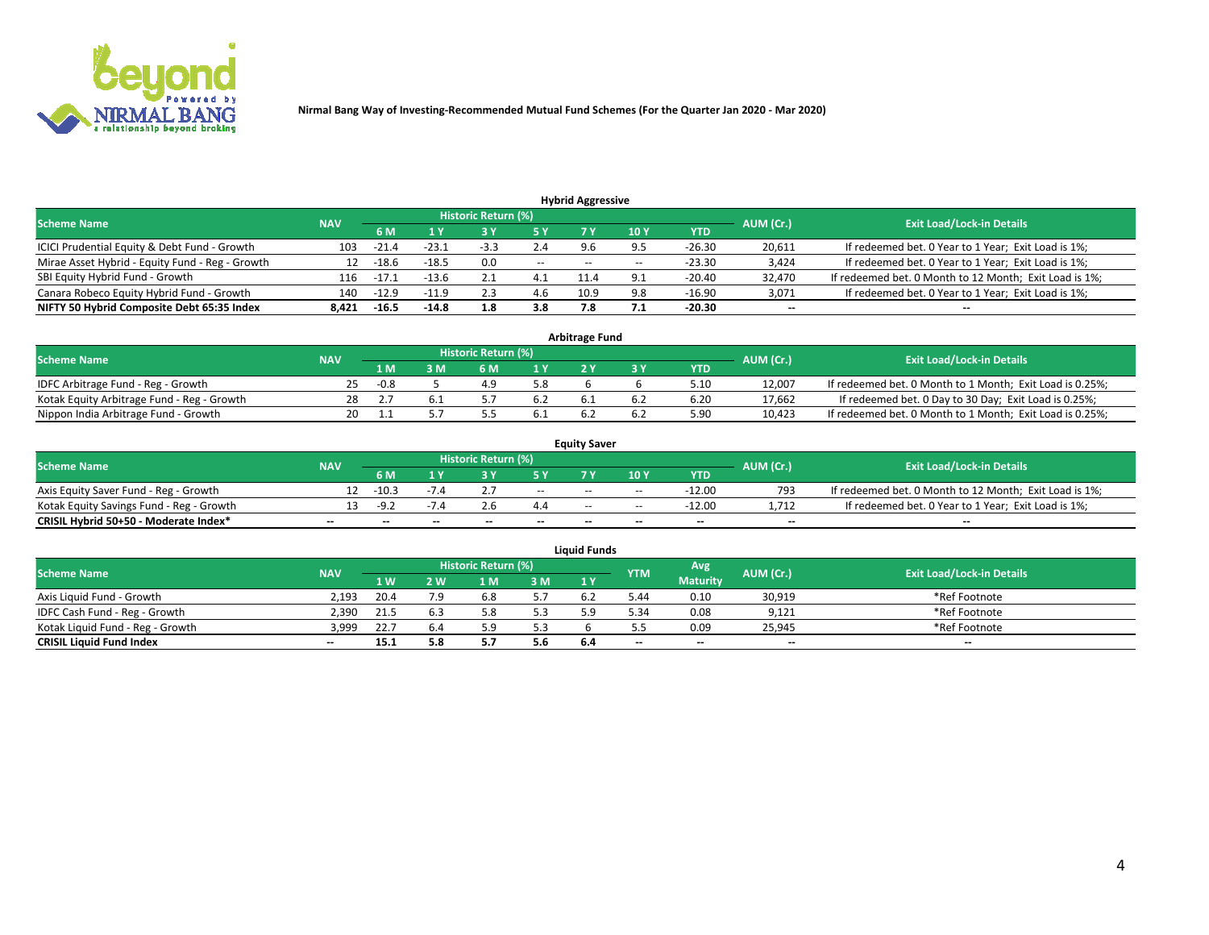Nirmal Bang Way of Investing-Recommended Mutual Fund Schemes (For the Quarter Jan 2020 - Mar 2020)

### Hybrid Aggressive

| Scheme Name | NAV | Historic Return (%) | | | | | | | AUM (Cr.) | Exit Load/Lock-in Details |
|---|---|---|---|---|---|---|---|---|---|---|
| | | 6 M | 1 Y | 3 Y | 5 Y | 7 Y | 10 Y | YTD | | |
| ICICI Prudential Equity & Debt Fund - Growth | 103 | -21.4 | -23.1 | -3.3 | 2.4 | 9.6 | 9.5 | -26.30 | 20,611 | If redeemed bet. 0 Year to 1 Year; Exit Load is 1%; |
| Mirae Asset Hybrid - Equity Fund - Reg - Growth | 12 | -18.6 | -18.5 | 0.0 | -- | -- | -- | -23.30 | 3,424 | If redeemed bet. 0 Year to 1 Year; Exit Load is 1%; |
| SBI Equity Hybrid Fund - Growth | 116 | -17.1 | -13.6 | 2.1 | 4.1 | 11.4 | 9.1 | -20.40 | 32,470 | If redeemed bet. 0 Month to 12 Month; Exit Load is 1%; |
| Canara Robeco Equity Hybrid Fund - Growth | 140 | -12.9 | -11.9 | 2.3 | 4.6 | 10.9 | 9.8 | -16.90 | 3,071 | If redeemed bet. 0 Year to 1 Year; Exit Load is 1%; |
| **NIFTY 50 Hybrid Composite Debt 65:35 Index** | **8,421** | **-16.5** | **-14.8** | **1.8** | **3.8** | **7.8** | **7.1** | **-20.30** | **--** | **--** |

### Arbitrage Fund

| Scheme Name | NAV | Historic Return (%) | | | | | | | AUM (Cr.) | Exit Load/Lock-in Details |
|---|---|---|---|---|---|---|---|---|---|---|
| | | 1 M | 3 M | 6 M | 1 Y | 2 Y | 3 Y | YTD | | |
| IDFC Arbitrage Fund - Reg - Growth | 25 | -0.8 | 5 | 4.9 | 5.8 | 6 | 6 | 5.10 | 12,007 | If redeemed bet. 0 Month to 1 Month; Exit Load is 0.25%; |
| Kotak Equity Arbitrage Fund - Reg - Growth | 28 | 2.7 | 6.1 | 5.7 | 6.2 | 6.1 | 6.2 | 6.20 | 17,662 | If redeemed bet. 0 Day to 30 Day; Exit Load is 0.25%; |
| Nippon India Arbitrage Fund - Growth | 20 | 1.1 | 5.7 | 5.5 | 6.1 | 6.2 | 6.2 | 5.90 | 10,423 | If redeemed bet. 0 Month to 1 Month; Exit Load is 0.25%; |

### Equity Saver

| Scheme Name | NAV | Historic Return (%) | | | | | | | AUM (Cr.) | Exit Load/Lock-in Details |
|---|---|---|---|---|---|---|---|---|---|---|
| | | 6 M | 1 Y | 3 Y | 5 Y | 7 Y | 10 Y | YTD | | |
| Axis Equity Saver Fund - Reg - Growth | 12 | -10.3 | -7.4 | 2.7 | -- | -- | -- | -12.00 | 793 | If redeemed bet. 0 Month to 12 Month; Exit Load is 1%; |
| Kotak Equity Savings Fund - Reg - Growth | 13 | -9.2 | -7.4 | 2.6 | 4.4 | -- | -- | -12.00 | 1,712 | If redeemed bet. 0 Year to 1 Year; Exit Load is 1%; |
| **CRISIL Hybrid 50+50 - Moderate Index*** | **--** | **--** | **--** | **--** | **--** | **--** | **--** | **--** | **--** | **--** |

### Liquid Funds

| Scheme Name | NAV | Historic Return (%) | | | | | YTM | Avg Maturity | AUM (Cr.) | Exit Load/Lock-in Details |
|---|---|---|---|---|---|---|---|---|---|---|
| | | 1 W | 2 W | 1 M | 3 M | 1 Y | | | | |
| Axis Liquid Fund - Growth | 2,193 | 20.4 | 7.9 | 6.8 | 5.7 | 6.2 | 5.44 | 0.10 | 30,919 | *Ref Footnote |
| IDFC Cash Fund - Reg - Growth | 2,390 | 21.5 | 6.3 | 5.8 | 5.3 | 5.9 | 5.34 | 0.08 | 9,121 | *Ref Footnote |
| Kotak Liquid Fund - Reg - Growth | 3,999 | 22.7 | 6.4 | 5.9 | 5.3 | 6 | 5.5 | 0.09 | 25,945 | *Ref Footnote |
| **CRISIL Liquid Fund Index** | **--** | **15.1** | **5.8** | **5.7** | **5.6** | **6.4** | **--** | **--** | **--** | **--** |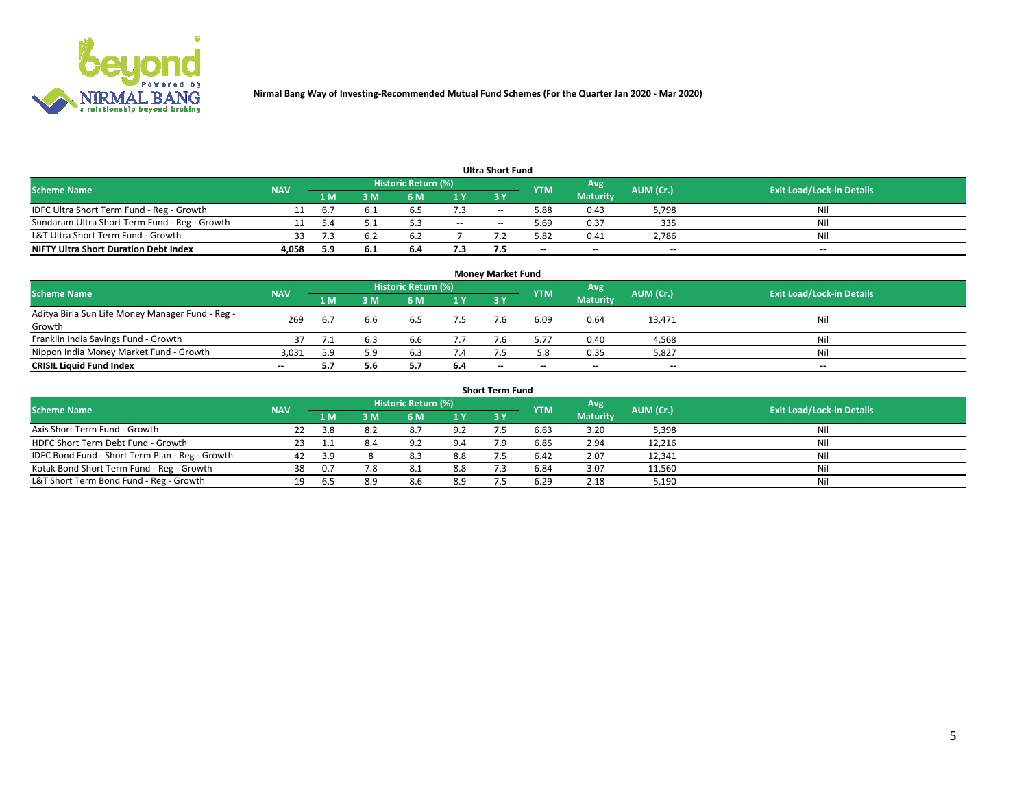Nirmal Bang Way of Investing-Recommended Mutual Fund Schemes (For the Quarter Jan 2020 - Mar 2020)

### Ultra Short Fund

| Scheme Name | NAV | Historic Return (%) | | | | | YTM | Avg Maturity | AUM (Cr.) | Exit Load/Lock-in Details |
|---|---|---|---|---|---|---|---|---|---|---|
| | | 1 M | 3 M | 6 M | 1 Y | 3 Y | | | | |
| IDFC Ultra Short Term Fund - Reg - Growth | 11 | 6.7 | 6.1 | 6.5 | 7.3 | -- | 5.88 | 0.43 | 5,798 | Nil |
| Sundaram Ultra Short Term Fund - Reg - Growth | 11 | 5.4 | 5.1 | 5.3 | -- | -- | 5.69 | 0.37 | 335 | Nil |
| L&T Ultra Short Term Fund - Growth | 33 | 7.3 | 6.2 | 6.2 | 7 | 7.2 | 5.82 | 0.41 | 2,786 | Nil |
| **NIFTY Ultra Short Duration Debt Index** | **4,058** | **5.9** | **6.1** | **6.4** | **7.3** | **7.5** | **--** | **--** | **--** | **--** |

### Money Market Fund

| Scheme Name | NAV | Historic Return (%) | | | | | YTM | Avg Maturity | AUM (Cr.) | Exit Load/Lock-in Details |
|---|---|---|---|---|---|---|---|---|---|---|
| | | 1 M | 3 M | 6 M | 1 Y | 3 Y | | | | |
| Aditya Birla Sun Life Money Manager Fund - Reg - Growth | 269 | 6.7 | 6.6 | 6.5 | 7.5 | 7.6 | 6.09 | 0.64 | 13,471 | Nil |
| Franklin India Savings Fund - Growth | 37 | 7.1 | 6.3 | 6.6 | 7.7 | 7.6 | 5.77 | 0.40 | 4,568 | Nil |
| Nippon India Money Market Fund - Growth | 3,031 | 5.9 | 5.9 | 6.3 | 7.4 | 7.5 | 5.8 | 0.35 | 5,827 | Nil |
| **CRISIL Liquid Fund Index** | **--** | **5.7** | **5.6** | **5.7** | **6.4** | **--** | **--** | **--** | **--** | **--** |

### Short Term Fund

| Scheme Name | NAV | Historic Return (%) | | | | | YTM | Avg Maturity | AUM (Cr.) | Exit Load/Lock-in Details |
|---|---|---|---|---|---|---|---|---|---|---|
| | | 1 M | 3 M | 6 M | 1 Y | 3 Y | | | | |
| Axis Short Term Fund - Growth | 22 | 3.8 | 8.2 | 8.7 | 9.2 | 7.5 | 6.63 | 3.20 | 5,398 | Nil |
| HDFC Short Term Debt Fund - Growth | 23 | 1.1 | 8.4 | 9.2 | 9.4 | 7.9 | 6.85 | 2.94 | 12,216 | Nil |
| IDFC Bond Fund - Short Term Plan - Reg - Growth | 42 | 3.9 | 8 | 8.3 | 8.8 | 7.5 | 6.42 | 2.07 | 12,341 | Nil |
| Kotak Bond Short Term Fund - Reg - Growth | 38 | 0.7 | 7.8 | 8.1 | 8.8 | 7.3 | 6.84 | 3.07 | 11,560 | Nil |
| L&T Short Term Bond Fund - Reg - Growth | 19 | 6.5 | 8.9 | 8.6 | 8.9 | 7.5 | 6.29 | 2.18 | 5,190 | Nil |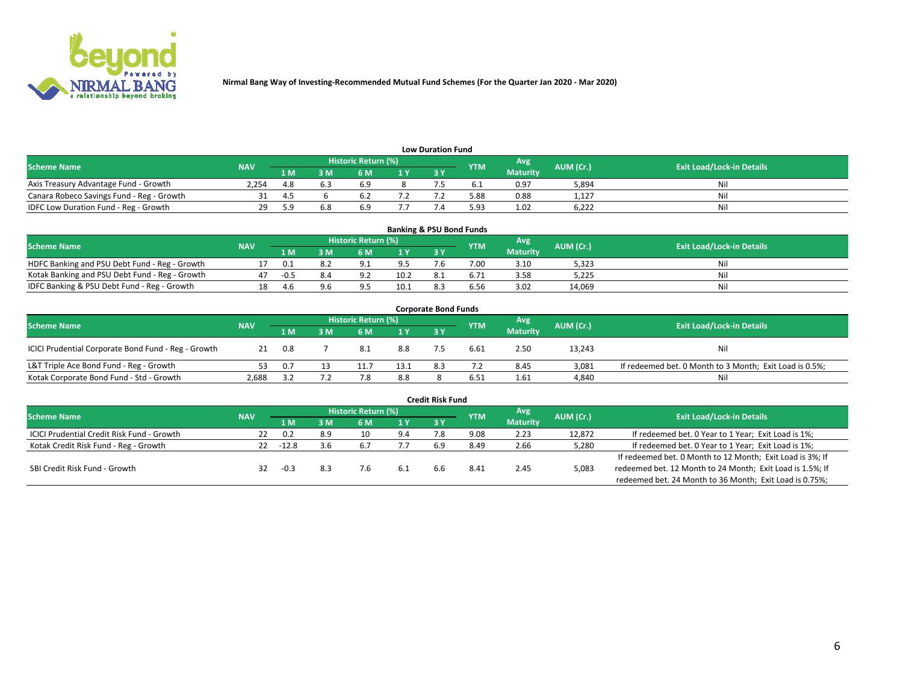Nirmal Bang Way of Investing-Recommended Mutual Fund Schemes (For the Quarter Jan 2020 - Mar 2020)

### Low Duration Fund

| Scheme Name | NAV | Historic Return (%) | | | | | YTM | Avg Maturity | AUM (Cr.) | Exit Load/Lock-in Details |
|---|---|---|---|---|---|---|---|---|---|---|
| | | 1 M | 3 M | 6 M | 1 Y | 3 Y | | | | |
| Axis Treasury Advantage Fund - Growth | 2,254 | 4.8 | 6.3 | 6.9 | 8 | 7.5 | 6.1 | 0.97 | 5,894 | Nil |
| Canara Robeco Savings Fund - Reg - Growth | 31 | 4.5 | 6 | 6.2 | 7.2 | 7.2 | 5.88 | 0.88 | 1,127 | Nil |
| IDFC Low Duration Fund - Reg - Growth | 29 | 5.9 | 6.8 | 6.9 | 7.7 | 7.4 | 5.93 | 1.02 | 6,222 | Nil |

### Banking & PSU Bond Funds

| Scheme Name | NAV | Historic Return (%) | | | | | YTM | Avg Maturity | AUM (Cr.) | Exit Load/Lock-in Details |
|---|---|---|---|---|---|---|---|---|---|---|
| | | 1 M | 3 M | 6 M | 1 Y | 3 Y | | | | |
| HDFC Banking and PSU Debt Fund - Reg - Growth | 17 | 0.1 | 8.2 | 9.1 | 9.5 | 7.6 | 7.00 | 3.10 | 5,323 | Nil |
| Kotak Banking and PSU Debt Fund - Reg - Growth | 47 | -0.5 | 8.4 | 9.2 | 10.2 | 8.1 | 6.71 | 3.58 | 5,225 | Nil |
| IDFC Banking & PSU Debt Fund - Reg - Growth | 18 | 4.6 | 9.6 | 9.5 | 10.1 | 8.3 | 6.56 | 3.02 | 14,069 | Nil |

### Corporate Bond Funds

| Scheme Name | NAV | Historic Return (%) | | | | | YTM | Avg Maturity | AUM (Cr.) | Exit Load/Lock-in Details |
|---|---|---|---|---|---|---|---|---|---|---|
| | | 1 M | 3 M | 6 M | 1 Y | 3 Y | | | | |
| ICICI Prudential Corporate Bond Fund - Reg - Growth | 21 | 0.8 | 7 | 8.1 | 8.8 | 7.5 | 6.61 | 2.50 | 13,243 | Nil |
| L&T Triple Ace Bond Fund - Reg - Growth | 53 | 0.7 | 13 | 11.7 | 13.1 | 8.3 | 7.2 | 8.45 | 3,081 | If redeemed bet. 0 Month to 3 Month; Exit Load is 0.5%; |
| Kotak Corporate Bond Fund - Std - Growth | 2,688 | 3.2 | 7.2 | 7.8 | 8.8 | 8 | 6.51 | 1.61 | 4,840 | Nil |

### Credit Risk Fund

| Scheme Name | NAV | Historic Return (%) | | | | | YTM | Avg Maturity | AUM (Cr.) | Exit Load/Lock-in Details |
|---|---|---|---|---|---|---|---|---|---|---|
| | | 1 M | 3 M | 6 M | 1 Y | 3 Y | | | | |
| ICICI Prudential Credit Risk Fund - Growth | 22 | 0.2 | 8.9 | 10 | 9.4 | 7.8 | 9.08 | 2.23 | 12,872 | If redeemed bet. 0 Year to 1 Year; Exit Load is 1%; |
| Kotak Credit Risk Fund - Reg - Growth | 22 | -12.8 | 3.6 | 6.7 | 7.7 | 6.9 | 8.49 | 2.66 | 5,280 | If redeemed bet. 0 Year to 1 Year; Exit Load is 1%; |
| SBI Credit Risk Fund - Growth | 32 | -0.3 | 8.3 | 7.6 | 6.1 | 6.6 | 8.41 | 2.45 | 5,083 | If redeemed bet. 0 Month to 12 Month; Exit Load is 3%; If redeemed bet. 12 Month to 24 Month; Exit Load is 1.5%; If redeemed bet. 24 Month to 36 Month; Exit Load is 0.75%; |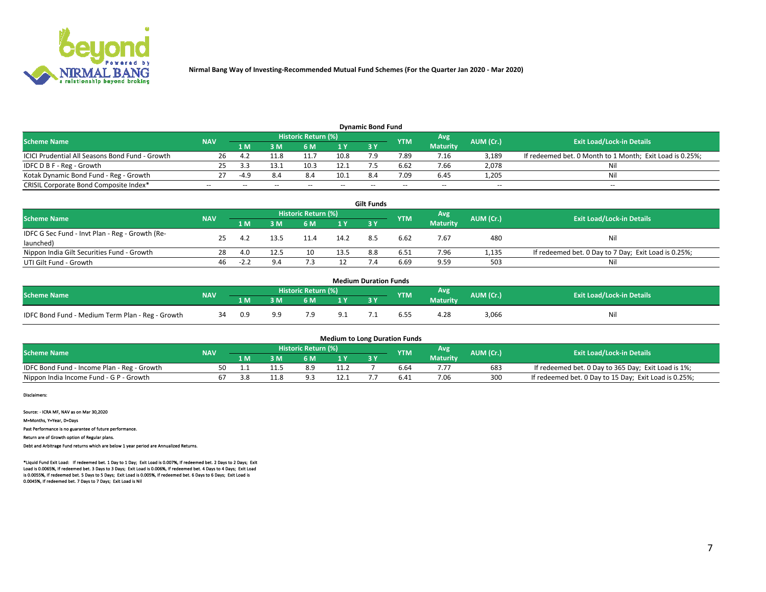**Nirmal Bang Way of Investing-Recommended Mutual Fund Schemes (For the Quarter Jan 2020 - Mar 2020)**

### Dynamic Bond Fund

| Scheme Name | NAV | Historic Return (%) | | | | | YTM | Avg Maturity | AUM (Cr.) | Exit Load/Lock-in Details |
|---|---|---|---|---|---|---|---|---|---|---|
| | | 1 M | 3 M | 6 M | 1 Y | 3 Y | | | | |
| ICICI Prudential All Seasons Bond Fund - Growth | 26 | 4.2 | 11.8 | 11.7 | 10.8 | 7.9 | 7.89 | 7.16 | 3,189 | If redeemed bet. 0 Month to 1 Month; Exit Load is 0.25%; |
| IDFC D B F - Reg - Growth | 25 | 3.3 | 13.1 | 10.3 | 12.1 | 7.5 | 6.62 | 7.66 | 2,078 | Nil |
| Kotak Dynamic Bond Fund - Reg - Growth | 27 | -4.9 | 8.4 | 8.4 | 10.1 | 8.4 | 7.09 | 6.45 | 1,205 | Nil |
| CRISIL Corporate Bond Composite Index* | -- | -- | -- | -- | -- | -- | -- | -- | -- | -- |

### Gilt Funds

| Scheme Name | NAV | Historic Return (%) | | | | | YTM | Avg Maturity | AUM (Cr.) | Exit Load/Lock-in Details |
|---|---|---|---|---|---|---|---|---|---|---|
| | | 1 M | 3 M | 6 M | 1 Y | 3 Y | | | | |
| IDFC G Sec Fund - Invt Plan - Reg - Growth (Re-launched) | 25 | 4.2 | 13.5 | 11.4 | 14.2 | 8.5 | 6.62 | 7.67 | 480 | Nil |
| Nippon India Gilt Securities Fund - Growth | 28 | 4.0 | 12.5 | 10 | 13.5 | 8.8 | 6.51 | 7.96 | 1,135 | If redeemed bet. 0 Day to 7 Day; Exit Load is 0.25%; |
| UTI Gilt Fund - Growth | 46 | -2.2 | 9.4 | 7.3 | 12 | 7.4 | 6.69 | 9.59 | 503 | Nil |

### Medium Duration Funds

| Scheme Name | NAV | Historic Return (%) | | | | | YTM | Avg Maturity | AUM (Cr.) | Exit Load/Lock-in Details |
|---|---|---|---|---|---|---|---|---|---|---|
| | | 1 M | 3 M | 6 M | 1 Y | 3 Y | | | | |
| IDFC Bond Fund - Medium Term Plan - Reg - Growth | 34 | 0.9 | 9.9 | 7.9 | 9.1 | 7.1 | 6.55 | 4.28 | 3,066 | Nil |

### Medium to Long Duration Funds

| Scheme Name | NAV | Historic Return (%) | | | | | YTM | Avg Maturity | AUM (Cr.) | Exit Load/Lock-in Details |
|---|---|---|---|---|---|---|---|---|---|---|
| | | 1 M | 3 M | 6 M | 1 Y | 3 Y | | | | |
| IDFC Bond Fund - Income Plan - Reg - Growth | 50 | 1.1 | 11.5 | 8.9 | 11.2 | 7 | 6.64 | 7.77 | 683 | If redeemed bet. 0 Day to 365 Day; Exit Load is 1%; |
| Nippon India Income Fund - G P - Growth | 67 | 3.8 | 11.8 | 9.3 | 12.1 | 7.7 | 6.41 | 7.06 | 300 | If redeemed bet. 0 Day to 15 Day; Exit Load is 0.25%; |

Disclaimers:

Source: - ICRA MF, NAV as on Mar 30,2020

M=Months, Y=Year, D=Days

Past Performance is no guarantee of future performance.

Return are of Growth option of Regular plans.

Debt and Arbitrage Fund returns which are below 1 year period are Annualized Returns.

*Liquid Fund Exit Load: If redeemed bet. 1 Day to 1 Day; Exit Load is 0.007%, If redeemed bet. 2 Days to 2 Days; Exit Load is 0.0065%, If redeemed bet. 3 Days to 3 Days; Exit Load is 0.006%, If redeemed bet. 4 Days to 4 Days; Exit Load is 0.0055%, If redeemed bet. 5 Days to 5 Days; Exit Load is 0.005%, If redeemed bet. 6 Days to 6 Days; Exit Load is 0.0045%, If redeemed bet. 7 Days to 7 Days; Exit Load is Nil